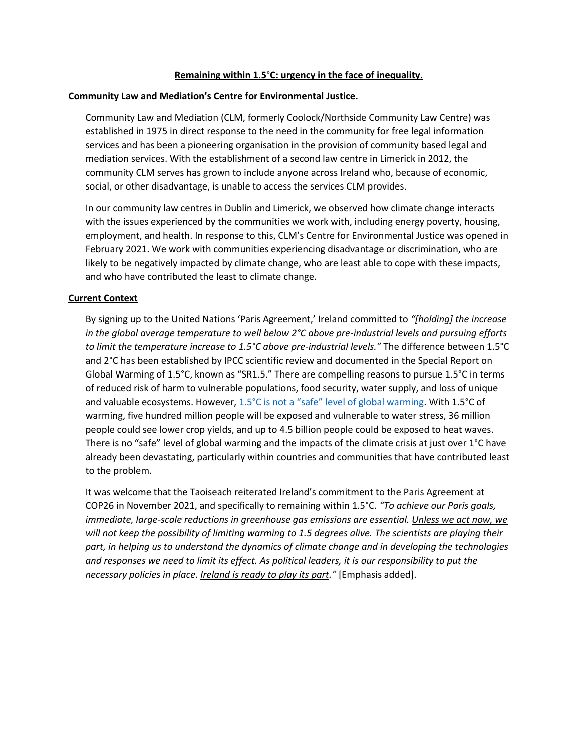# Remaining within 1.5°C: urgency in the face of inequality.

## Community Law and Mediation's Centre for Environmental Justice.

Community Law and Mediation (CLM, formerly Coolock/Northside Community Law Centre) was established in 1975 in direct response to the need in the community for free legal information services and has been a pioneering organisation in the provision of community based legal and mediation services. With the establishment of a second law centre in Limerick in 2012, the community CLM serves has grown to include anyone across Ireland who, because of economic, social, or other disadvantage, is unable to access the services CLM provides.

In our community law centres in Dublin and Limerick, we observed how climate change interacts with the issues experienced by the communities we work with, including energy poverty, housing, employment, and health. In response to this, CLM's Centre for Environmental Justice was opened in February 2021. We work with communities experiencing disadvantage or discrimination, who are likely to be negatively impacted by climate change, who are least able to cope with these impacts, and who have contributed the least to climate change.

## Current Context

By signing up to the United Nations 'Paris Agreement,' Ireland committed to *"[holding] the increase in the global average temperature to well below 2°C above pre-industrial levels and pursuing efforts to limit the temperature increase to 1.5°C above pre-industrial levels."* The difference between 1.5°C and 2°C has been established by IPCC scientific review and documented in the Special Report on Global Warming of 1.5°C, known as "SR1.5." There are compelling reasons to pursue 1.5°C in terms of reduced risk of harm to vulnerable populations, food security, water supply, and loss of unique and valuable ecosystems. However, 1.5°C is not a "safe" level of global warming. With 1.5°C of warming, five hundred million people will be exposed and vulnerable to water stress, 36 million people could see lower crop yields, and up to 4.5 billion people could be exposed to heat waves. There is no "safe" level of global warming and the impacts of the climate crisis at just over 1°C have already been devastating, particularly within countries and communities that have contributed least to the problem.

It was welcome that the Taoiseach reiterated Ireland's commitment to the Paris Agreement at COP26 in November 2021, and specifically to remaining within 1.5°C. *"To achieve our Paris goals, immediate, large-scale reductions in greenhouse gas emissions are essential. Unless we act now, we will not keep the possibility of limiting warming to 1.5 degrees alive. The scientists are playing their part, in helping us to understand the dynamics of climate change and in developing the technologies and responses we need to limit its effect. As political leaders, it is our responsibility to put the necessary policies in place. Ireland is ready to play its part."* [Emphasis added].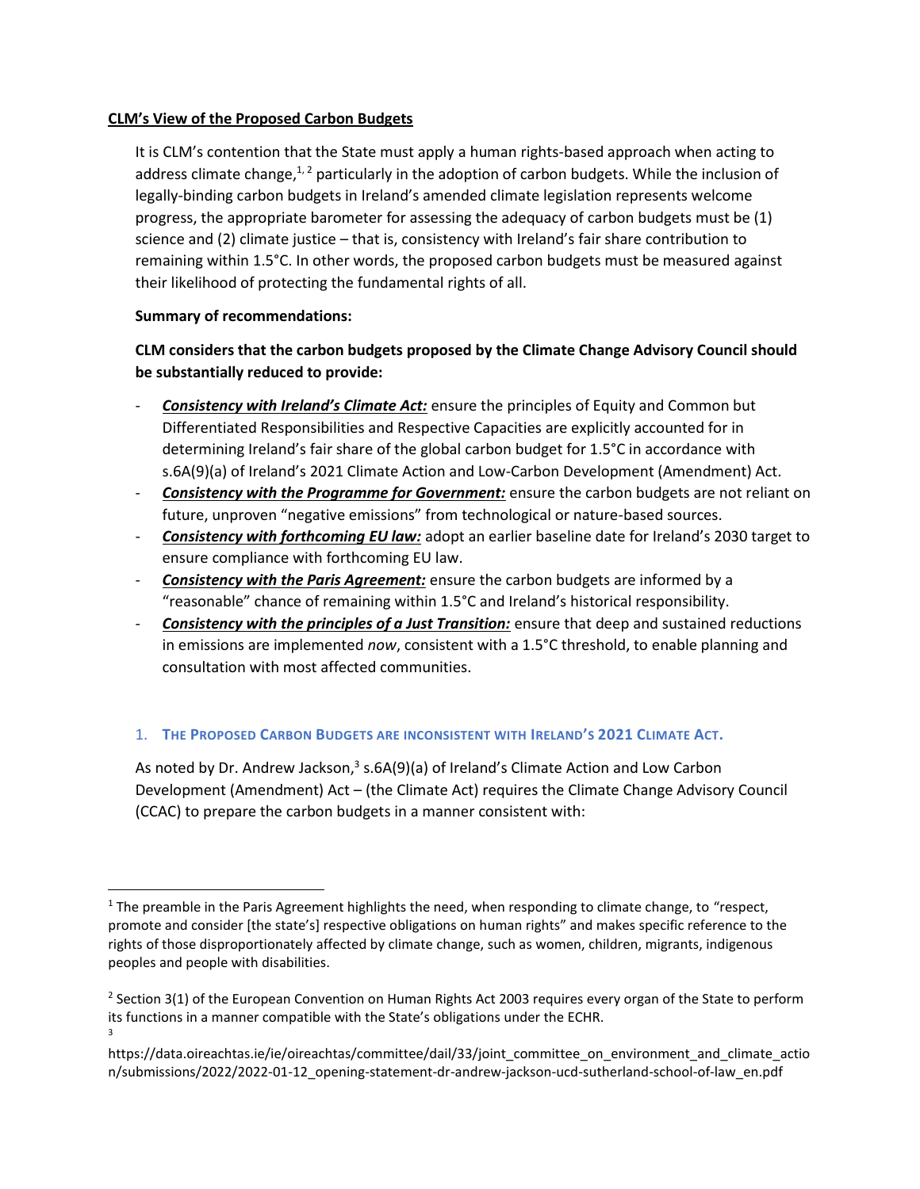**CLM's View of the Proposed Carbon Budgets**

It is CLM's contention that the State must apply a human rights-based approach when acting to address climate change,[1, 2] particularly in the adoption of carbon budgets. While the inclusion of legally-binding carbon budgets in Ireland's amended climate legislation represents welcome progress, the appropriate barometer for assessing the adequacy of carbon budgets must be (1) science and (2) climate justice – that is, consistency with Ireland's fair share contribution to remaining within 1.5°C. In other words, the proposed carbon budgets must be measured against their likelihood of protecting the fundamental rights of all.

**Summary of recommendations:**

**CLM considers that the carbon budgets proposed by the Climate Change Advisory Council should be substantially reduced to provide:**

- ***Consistency with Ireland's Climate Act:*** ensure the principles of Equity and Common but Differentiated Responsibilities and Respective Capacities are explicitly accounted for in determining Ireland's fair share of the global carbon budget for 1.5°C in accordance with s.6A(9)(a) of Ireland's 2021 Climate Action and Low-Carbon Development (Amendment) Act.
- ***Consistency with the Programme for Government:*** ensure the carbon budgets are not reliant on future, unproven "negative emissions" from technological or nature-based sources.
- ***Consistency with forthcoming EU law:*** adopt an earlier baseline date for Ireland's 2030 target to ensure compliance with forthcoming EU law.
- ***Consistency with the Paris Agreement:*** ensure the carbon budgets are informed by a "reasonable" chance of remaining within 1.5°C and Ireland's historical responsibility.
- ***Consistency with the principles of a Just Transition:*** ensure that deep and sustained reductions in emissions are implemented *now*, consistent with a 1.5°C threshold, to enable planning and consultation with most affected communities.

## 1. The Proposed Carbon Budgets are inconsistent with Ireland's 2021 Climate Act.

As noted by Dr. Andrew Jackson,[3] s.6A(9)(a) of Ireland's Climate Action and Low Carbon Development (Amendment) Act – (the Climate Act) requires the Climate Change Advisory Council (CCAC) to prepare the carbon budgets in a manner consistent with:

---

[1] The preamble in the Paris Agreement highlights the need, when responding to climate change, to "respect, promote and consider [the state's] respective obligations on human rights" and makes specific reference to the rights of those disproportionately affected by climate change, such as women, children, migrants, indigenous peoples and people with disabilities.

[2] Section 3(1) of the European Convention on Human Rights Act 2003 requires every organ of the State to perform its functions in a manner compatible with the State's obligations under the ECHR.

[3] https://data.oireachtas.ie/ie/oireachtas/committee/dail/33/joint_committee_on_environment_and_climate_action/submissions/2022/2022-01-12_opening-statement-dr-andrew-jackson-ucd-sutherland-school-of-law_en.pdf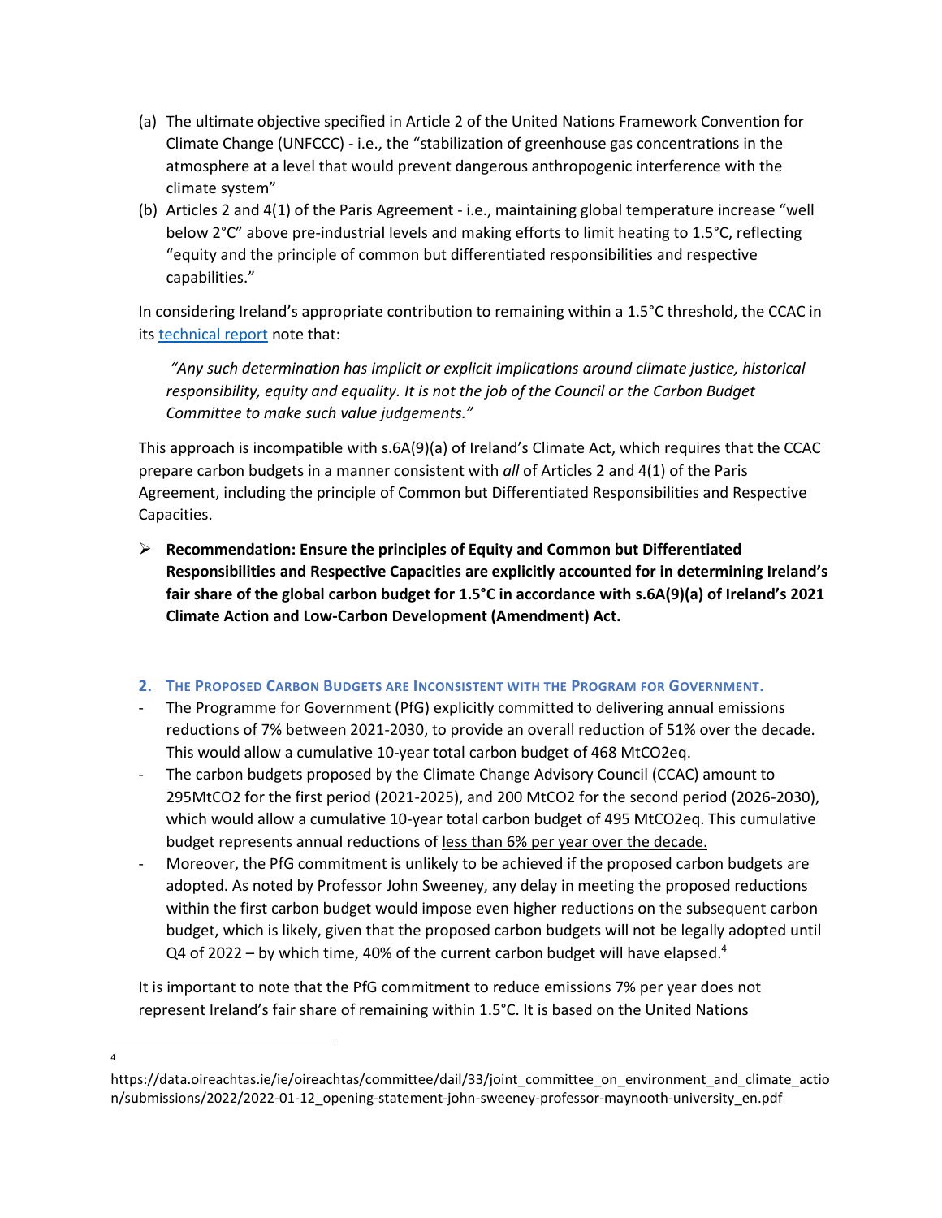(a) The ultimate objective specified in Article 2 of the United Nations Framework Convention for Climate Change (UNFCCC) - i.e., the "stabilization of greenhouse gas concentrations in the atmosphere at a level that would prevent dangerous anthropogenic interference with the climate system"

(b) Articles 2 and 4(1) of the Paris Agreement - i.e., maintaining global temperature increase "well below 2°C" above pre-industrial levels and making efforts to limit heating to 1.5°C, reflecting "equity and the principle of common but differentiated responsibilities and respective capabilities."

In considering Ireland's appropriate contribution to remaining within a 1.5°C threshold, the CCAC in its [technical report] note that:

> *"Any such determination has implicit or explicit implications around climate justice, historical responsibility, equity and equality. It is not the job of the Council or the Carbon Budget Committee to make such value judgements."*

<u>This approach is incompatible with s.6A(9)(a) of Ireland's Climate Act</u>, which requires that the CCAC prepare carbon budgets in a manner consistent with *all* of Articles 2 and 4(1) of the Paris Agreement, including the principle of Common but Differentiated Responsibilities and Respective Capacities.

- **Recommendation: Ensure the principles of Equity and Common but Differentiated Responsibilities and Respective Capacities are explicitly accounted for in determining Ireland's fair share of the global carbon budget for 1.5°C in accordance with s.6A(9)(a) of Ireland's 2021 Climate Action and Low-Carbon Development (Amendment) Act.**

## 2. The Proposed Carbon Budgets are Inconsistent with the Program for Government.

- The Programme for Government (PfG) explicitly committed to delivering annual emissions reductions of 7% between 2021-2030, to provide an overall reduction of 51% over the decade. This would allow a cumulative 10-year total carbon budget of 468 $MtCO_2eq$.
- The carbon budgets proposed by the Climate Change Advisory Council (CCAC) amount to 295$MtCO_2$ for the first period (2021-2025), and 200 $MtCO_2$ for the second period (2026-2030), which would allow a cumulative 10-year total carbon budget of 495 $MtCO_2eq$. This cumulative budget represents annual reductions of <u>less than 6% per year over the decade.</u>
- Moreover, the PfG commitment is unlikely to be achieved if the proposed carbon budgets are adopted. As noted by Professor John Sweeney, any delay in meeting the proposed reductions within the first carbon budget would impose even higher reductions on the subsequent carbon budget, which is likely, given that the proposed carbon budgets will not be legally adopted until Q4 of 2022 – by which time, 40% of the current carbon budget will have elapsed.[4]

It is important to note that the PfG commitment to reduce emissions 7% per year does not represent Ireland's fair share of remaining within 1.5°C. It is based on the United Nations

---

[4] https://data.oireachtas.ie/ie/oireachtas/committee/dail/33/joint_committee_on_environment_and_climate_action/submissions/2022/2022-01-12_opening-statement-john-sweeney-professor-maynooth-university_en.pdf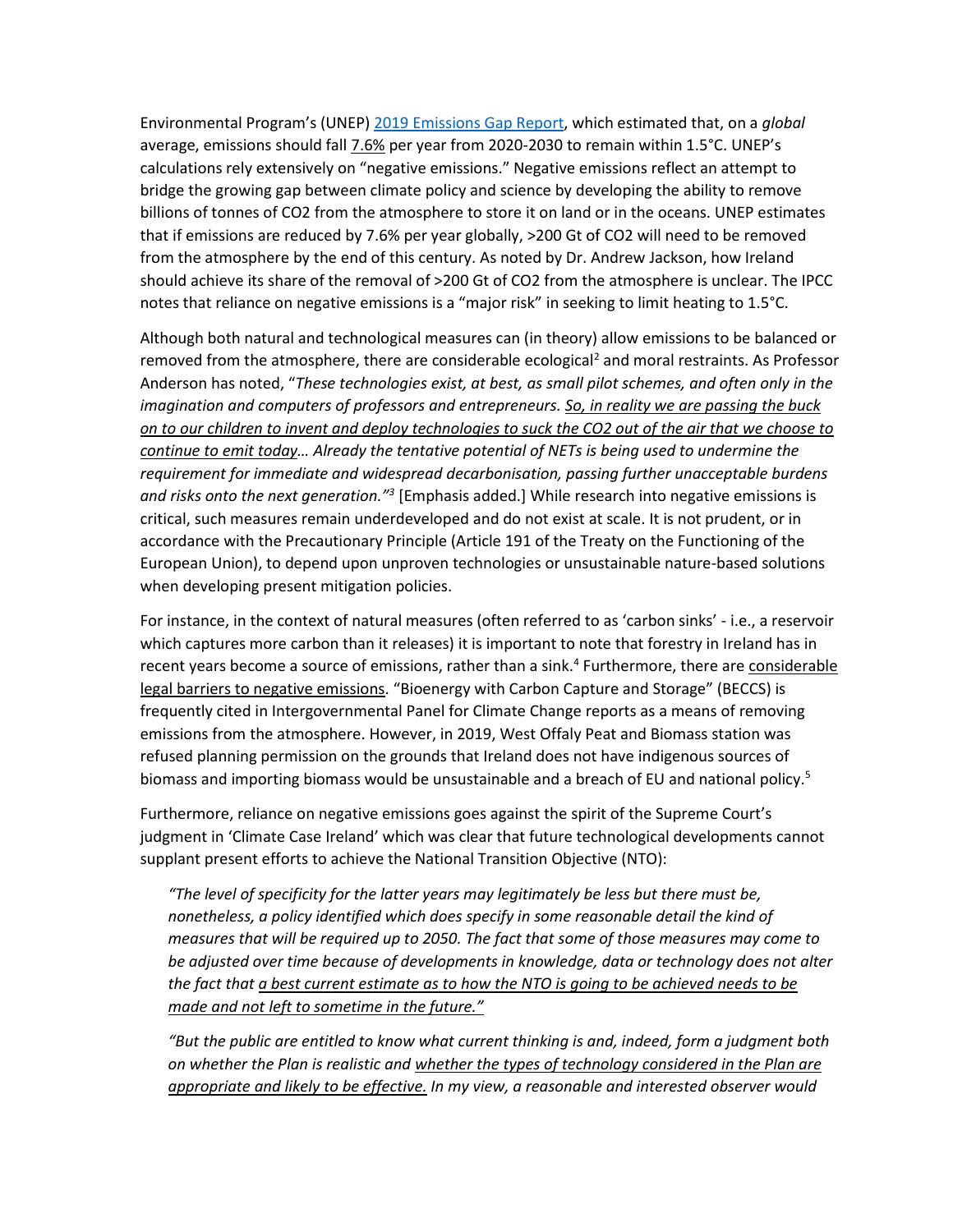Environmental Program's (UNEP) 2019 Emissions Gap Report, which estimated that, on a *global* average, emissions should fall 7.6% per year from 2020-2030 to remain within 1.5°C. UNEP's calculations rely extensively on "negative emissions." Negative emissions reflect an attempt to bridge the growing gap between climate policy and science by developing the ability to remove billions of tonnes of CO2 from the atmosphere to store it on land or in the oceans. UNEP estimates that if emissions are reduced by 7.6% per year globally, >200 Gt of CO2 will need to be removed from the atmosphere by the end of this century. As noted by Dr. Andrew Jackson, how Ireland should achieve its share of the removal of >200 Gt of CO2 from the atmosphere is unclear. The IPCC notes that reliance on negative emissions is a "major risk" in seeking to limit heating to 1.5°C.

Although both natural and technological measures can (in theory) allow emissions to be balanced or removed from the atmosphere, there are considerable ecological[2] and moral restraints. As Professor Anderson has noted, "*These technologies exist, at best, as small pilot schemes, and often only in the imagination and computers of professors and entrepreneurs. So, in reality we are passing the buck on to our children to invent and deploy technologies to suck the CO2 out of the air that we choose to continue to emit today… Already the tentative potential of NETs is being used to undermine the requirement for immediate and widespread decarbonisation, passing further unacceptable burdens and risks onto the next generation."*[3] [Emphasis added.] While research into negative emissions is critical, such measures remain underdeveloped and do not exist at scale. It is not prudent, or in accordance with the Precautionary Principle (Article 191 of the Treaty on the Functioning of the European Union), to depend upon unproven technologies or unsustainable nature-based solutions when developing present mitigation policies.

For instance, in the context of natural measures (often referred to as 'carbon sinks' - i.e., a reservoir which captures more carbon than it releases) it is important to note that forestry in Ireland has in recent years become a source of emissions, rather than a sink.[4] Furthermore, there are considerable legal barriers to negative emissions. "Bioenergy with Carbon Capture and Storage" (BECCS) is frequently cited in Intergovernmental Panel for Climate Change reports as a means of removing emissions from the atmosphere. However, in 2019, West Offaly Peat and Biomass station was refused planning permission on the grounds that Ireland does not have indigenous sources of biomass and importing biomass would be unsustainable and a breach of EU and national policy.[5]

Furthermore, reliance on negative emissions goes against the spirit of the Supreme Court's judgment in 'Climate Case Ireland' which was clear that future technological developments cannot supplant present efforts to achieve the National Transition Objective (NTO):

> *"The level of specificity for the latter years may legitimately be less but there must be, nonetheless, a policy identified which does specify in some reasonable detail the kind of measures that will be required up to 2050. The fact that some of those measures may come to be adjusted over time because of developments in knowledge, data or technology does not alter the fact that a best current estimate as to how the NTO is going to be achieved needs to be made and not left to sometime in the future."*

> *"But the public are entitled to know what current thinking is and, indeed, form a judgment both on whether the Plan is realistic and whether the types of technology considered in the Plan are appropriate and likely to be effective. In my view, a reasonable and interested observer would*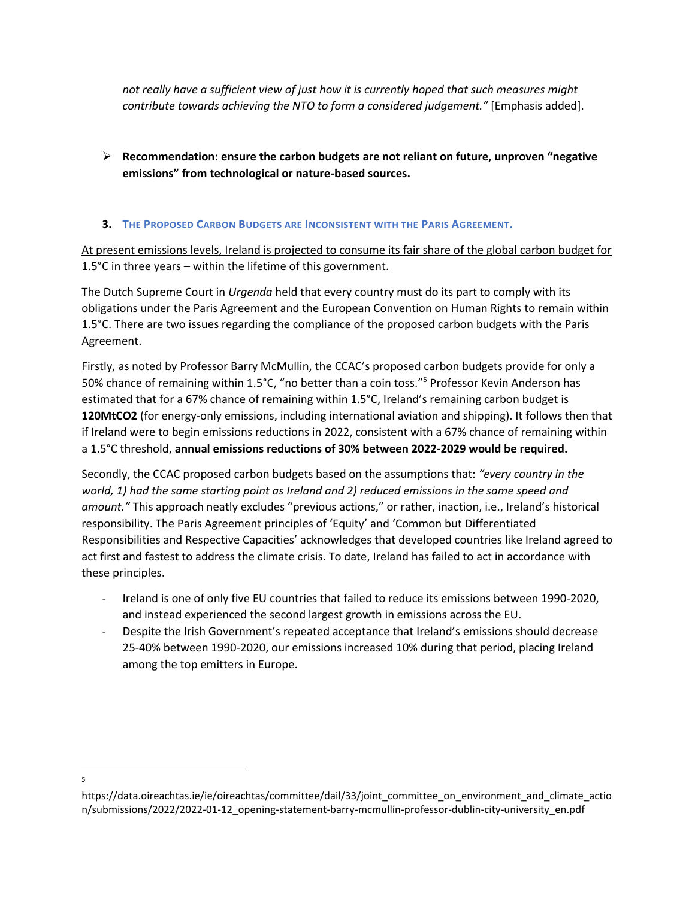*not really have a sufficient view of just how it is currently hoped that such measures might contribute towards achieving the NTO to form a considered judgement."* [Emphasis added].

- **Recommendation: ensure the carbon budgets are not reliant on future, unproven "negative emissions" from technological or nature-based sources.**

### 3. The Proposed Carbon Budgets are Inconsistent with the Paris Agreement.

<u>At present emissions levels, Ireland is projected to consume its fair share of the global carbon budget for 1.5°C in three years – within the lifetime of this government.</u>

The Dutch Supreme Court in *Urgenda* held that every country must do its part to comply with its obligations under the Paris Agreement and the European Convention on Human Rights to remain within 1.5°C. There are two issues regarding the compliance of the proposed carbon budgets with the Paris Agreement.

Firstly, as noted by Professor Barry McMullin, the CCAC's proposed carbon budgets provide for only a 50% chance of remaining within 1.5°C, "no better than a coin toss."[5] Professor Kevin Anderson has estimated that for a 67% chance of remaining within 1.5°C, Ireland's remaining carbon budget is **120MtCO2** (for energy-only emissions, including international aviation and shipping). It follows then that if Ireland were to begin emissions reductions in 2022, consistent with a 67% chance of remaining within a 1.5°C threshold, **annual emissions reductions of 30% between 2022-2029 would be required.**

Secondly, the CCAC proposed carbon budgets based on the assumptions that: *"every country in the world, 1) had the same starting point as Ireland and 2) reduced emissions in the same speed and amount."* This approach neatly excludes "previous actions," or rather, inaction, i.e., Ireland's historical responsibility. The Paris Agreement principles of 'Equity' and 'Common but Differentiated Responsibilities and Respective Capacities' acknowledges that developed countries like Ireland agreed to act first and fastest to address the climate crisis. To date, Ireland has failed to act in accordance with these principles.

- Ireland is one of only five EU countries that failed to reduce its emissions between 1990-2020, and instead experienced the second largest growth in emissions across the EU.
- Despite the Irish Government's repeated acceptance that Ireland's emissions should decrease 25-40% between 1990-2020, our emissions increased 10% during that period, placing Ireland among the top emitters in Europe.

---

[5] https://data.oireachtas.ie/ie/oireachtas/committee/dail/33/joint_committee_on_environment_and_climate_action/submissions/2022/2022-01-12_opening-statement-barry-mcmullin-professor-dublin-city-university_en.pdf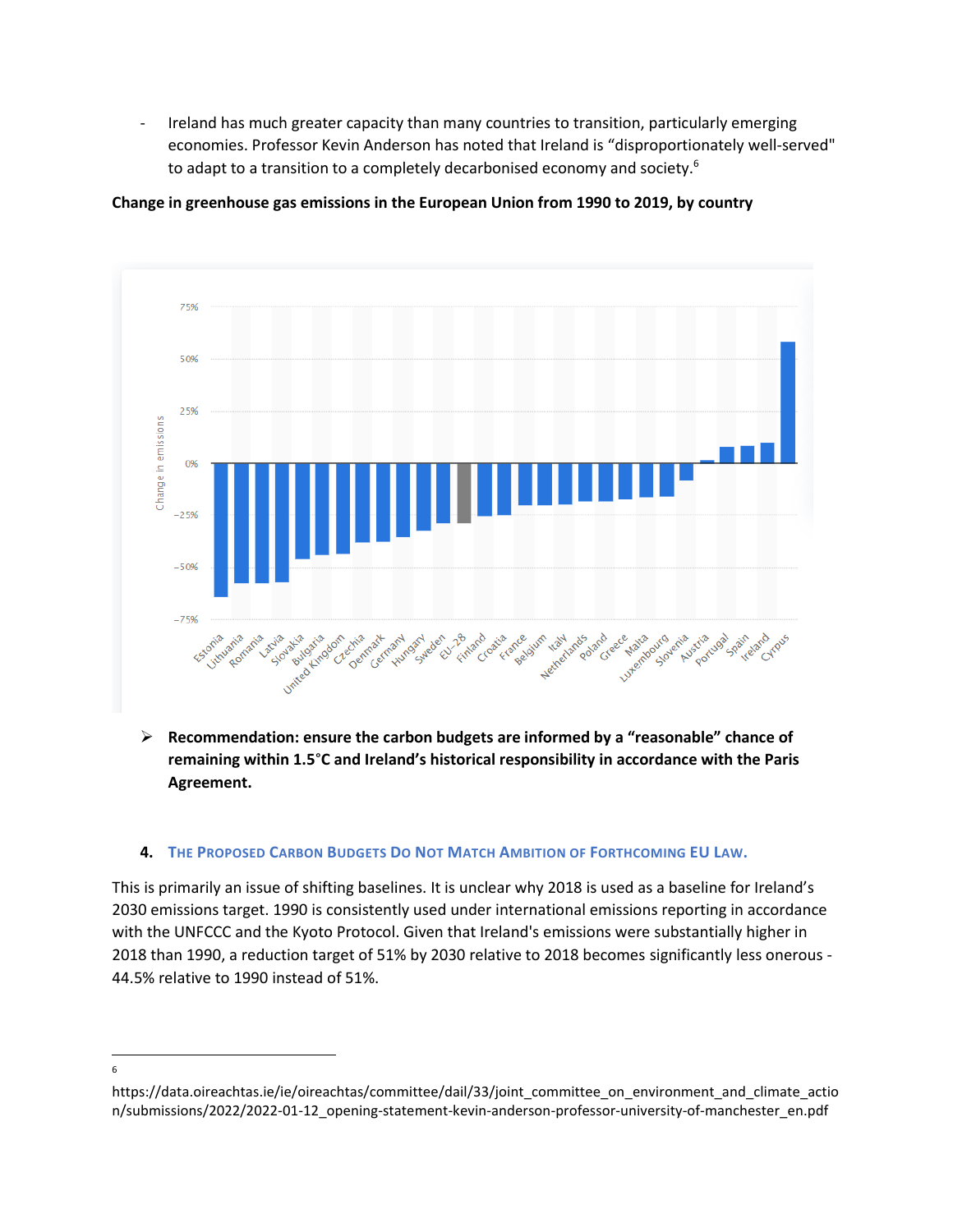- Ireland has much greater capacity than many countries to transition, particularly emerging economies. Professor Kevin Anderson has noted that Ireland is "disproportionately well-served" to adapt to a transition to a completely decarbonised economy and society.[6]

**Change in greenhouse gas emissions in the European Union from 1990 to 2019, by country**

➢ **Recommendation: ensure the carbon budgets are informed by a "reasonable" chance of remaining within 1.5°C and Ireland's historical responsibility in accordance with the Paris Agreement.**

### 4. The Proposed Carbon Budgets Do Not Match Ambition of Forthcoming EU Law.

This is primarily an issue of shifting baselines. It is unclear why 2018 is used as a baseline for Ireland's 2030 emissions target. 1990 is consistently used under international emissions reporting in accordance with the UNFCCC and the Kyoto Protocol. Given that Ireland's emissions were substantially higher in 2018 than 1990, a reduction target of 51% by 2030 relative to 2018 becomes significantly less onerous - 44.5% relative to 1990 instead of 51%.

---

[6] https://data.oireachtas.ie/ie/oireachtas/committee/dail/33/joint_committee_on_environment_and_climate_action/submissions/2022/2022-01-12_opening-statement-kevin-anderson-professor-university-of-manchester_en.pdf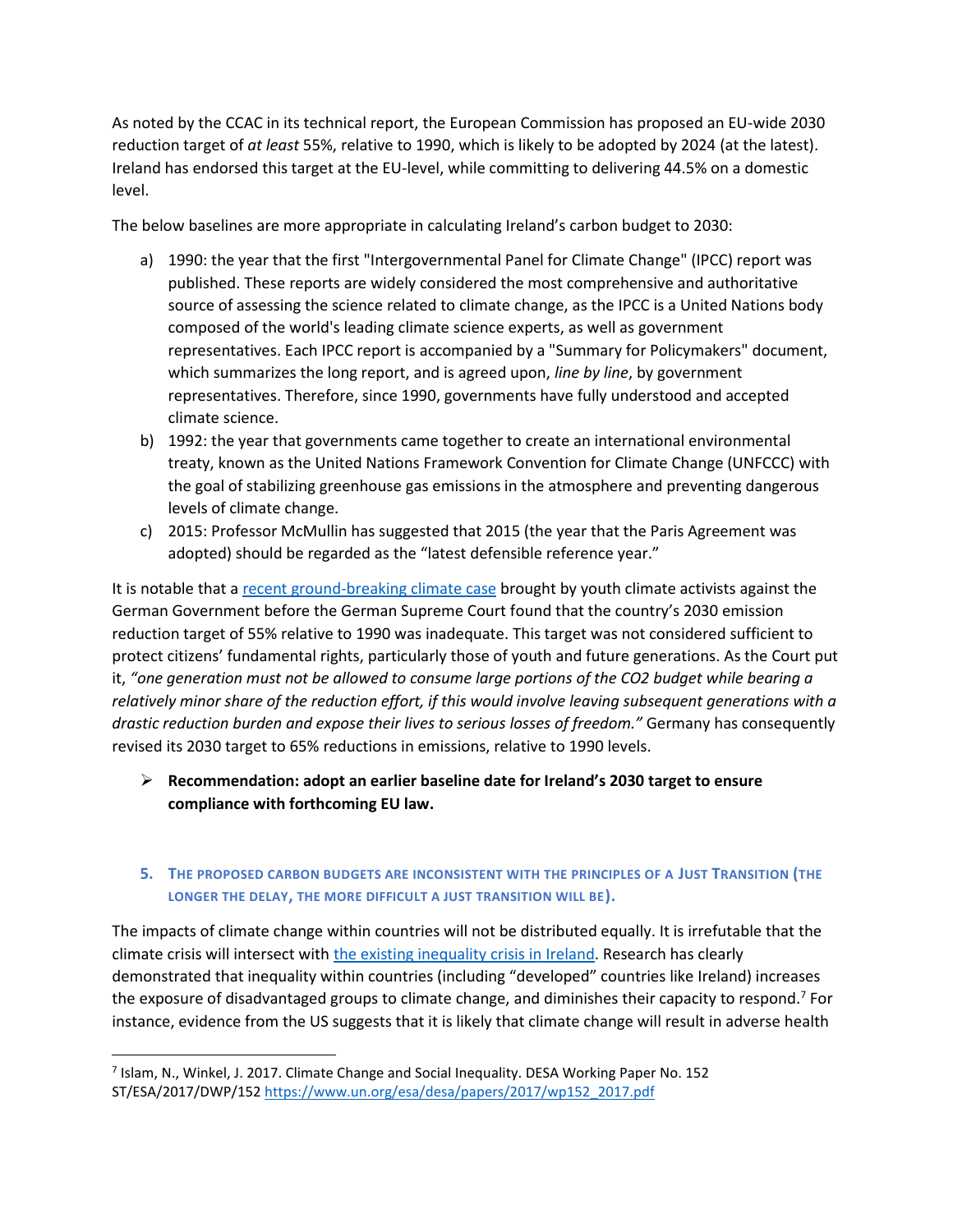As noted by the CCAC in its technical report, the European Commission has proposed an EU-wide 2030 reduction target of *at least* 55%, relative to 1990, which is likely to be adopted by 2024 (at the latest). Ireland has endorsed this target at the EU-level, while committing to delivering 44.5% on a domestic level.

The below baselines are more appropriate in calculating Ireland's carbon budget to 2030:

a) 1990: the year that the first "Intergovernmental Panel for Climate Change" (IPCC) report was published. These reports are widely considered the most comprehensive and authoritative source of assessing the science related to climate change, as the IPCC is a United Nations body composed of the world's leading climate science experts, as well as government representatives. Each IPCC report is accompanied by a "Summary for Policymakers" document, which summarizes the long report, and is agreed upon, *line by line*, by government representatives. Therefore, since 1990, governments have fully understood and accepted climate science.

b) 1992: the year that governments came together to create an international environmental treaty, known as the United Nations Framework Convention for Climate Change (UNFCCC) with the goal of stabilizing greenhouse gas emissions in the atmosphere and preventing dangerous levels of climate change.

c) 2015: Professor McMullin has suggested that 2015 (the year that the Paris Agreement was adopted) should be regarded as the "latest defensible reference year."

It is notable that a [recent ground-breaking climate case](#) brought by youth climate activists against the German Government before the German Supreme Court found that the country's 2030 emission reduction target of 55% relative to 1990 was inadequate. This target was not considered sufficient to protect citizens' fundamental rights, particularly those of youth and future generations. As the Court put it, *"one generation must not be allowed to consume large portions of the CO2 budget while bearing a relatively minor share of the reduction effort, if this would involve leaving subsequent generations with a drastic reduction burden and expose their lives to serious losses of freedom."* Germany has consequently revised its 2030 target to 65% reductions in emissions, relative to 1990 levels.

- **Recommendation: adopt an earlier baseline date for Ireland's 2030 target to ensure compliance with forthcoming EU law.**

### 5. The proposed carbon budgets are inconsistent with the principles of a Just Transition (the longer the delay, the more difficult a just transition will be).

The impacts of climate change within countries will not be distributed equally. It is irrefutable that the climate crisis will intersect with [the existing inequality crisis in Ireland](#). Research has clearly demonstrated that inequality within countries (including "developed" countries like Ireland) increases the exposure of disadvantaged groups to climate change, and diminishes their capacity to respond.[7] For instance, evidence from the US suggests that it is likely that climate change will result in adverse health

---

[7] Islam, N., Winkel, J. 2017. Climate Change and Social Inequality. DESA Working Paper No. 152 ST/ESA/2017/DWP/152 https://www.un.org/esa/desa/papers/2017/wp152_2017.pdf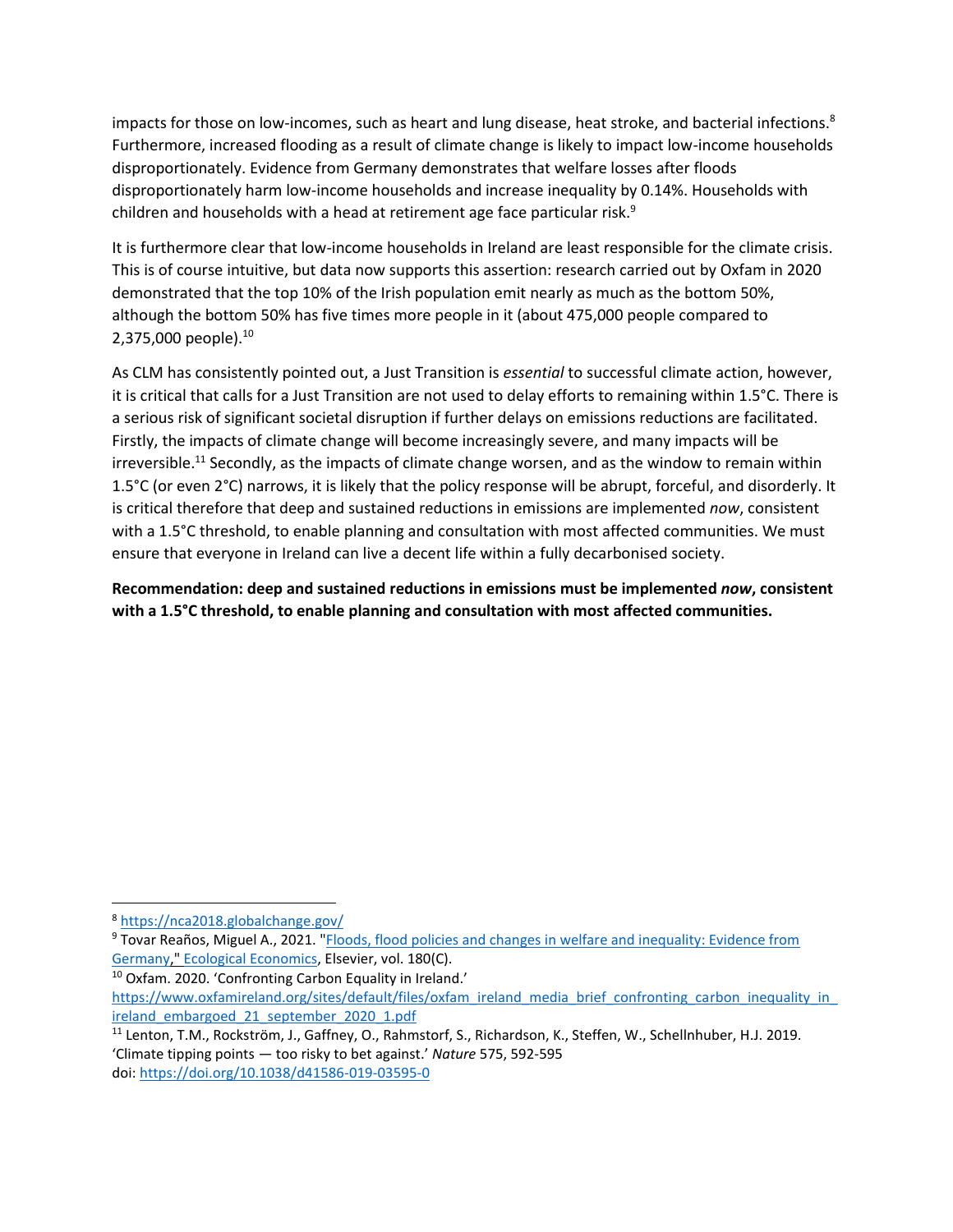impacts for those on low-incomes, such as heart and lung disease, heat stroke, and bacterial infections.[8] Furthermore, increased flooding as a result of climate change is likely to impact low-income households disproportionately. Evidence from Germany demonstrates that welfare losses after floods disproportionately harm low-income households and increase inequality by 0.14%. Households with children and households with a head at retirement age face particular risk.[9]

It is furthermore clear that low-income households in Ireland are least responsible for the climate crisis. This is of course intuitive, but data now supports this assertion: research carried out by Oxfam in 2020 demonstrated that the top 10% of the Irish population emit nearly as much as the bottom 50%, although the bottom 50% has five times more people in it (about 475,000 people compared to 2,375,000 people).[10]

As CLM has consistently pointed out, a Just Transition is *essential* to successful climate action, however, it is critical that calls for a Just Transition are not used to delay efforts to remaining within 1.5°C. There is a serious risk of significant societal disruption if further delays on emissions reductions are facilitated. Firstly, the impacts of climate change will become increasingly severe, and many impacts will be irreversible.[11] Secondly, as the impacts of climate change worsen, and as the window to remain within 1.5°C (or even 2°C) narrows, it is likely that the policy response will be abrupt, forceful, and disorderly. It is critical therefore that deep and sustained reductions in emissions are implemented *now*, consistent with a 1.5°C threshold, to enable planning and consultation with most affected communities. We must ensure that everyone in Ireland can live a decent life within a fully decarbonised society.

**Recommendation: deep and sustained reductions in emissions must be implemented *now*, consistent with a 1.5°C threshold, to enable planning and consultation with most affected communities.**

---

[8] https://nca2018.globalchange.gov/

[9] Tovar Reaños, Miguel A., 2021. "Floods, flood policies and changes in welfare and inequality: Evidence from Germany," Ecological Economics, Elsevier, vol. 180(C).

[10] Oxfam. 2020. 'Confronting Carbon Equality in Ireland.' https://www.oxfamireland.org/sites/default/files/oxfam_ireland_media_brief_confronting_carbon_inequality_in_ireland_embargoed_21_september_2020_1.pdf

[11] Lenton, T.M., Rockström, J., Gaffney, O., Rahmstorf, S., Richardson, K., Steffen, W., Schellnhuber, H.J. 2019. 'Climate tipping points — too risky to bet against.' *Nature* 575, 592-595 doi: https://doi.org/10.1038/d41586-019-03595-0